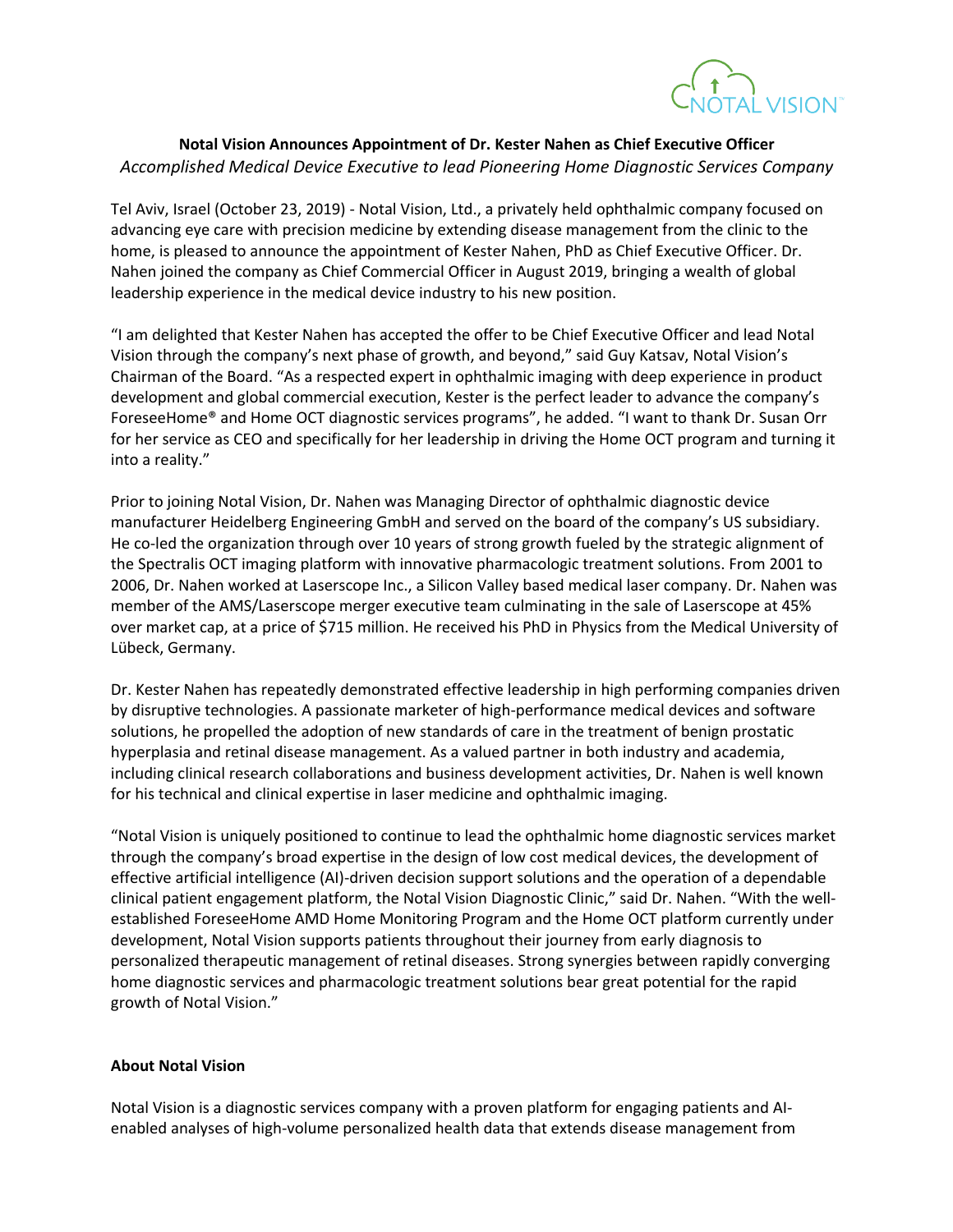**Notal Vision Announces Appointment of Dr. Kester Nahen as Chief Executive Officer**

*Accomplished Medical Device Executive to lead Pioneering Home Diagnostic Services Company*

Tel Aviv, Israel (October 23, 2019) - Notal Vision, Ltd., a privately held ophthalmic company focused on advancing eye care with precision medicine by extending disease management from the clinic to the home, is pleased to announce the appointment of Kester Nahen, PhD as Chief Executive Officer. Dr. Nahen joined the company as Chief Commercial Officer in August 2019, bringing a wealth of global leadership experience in the medical device industry to his new position.

"I am delighted that Kester Nahen has accepted the offer to be Chief Executive Officer and lead Notal Vision through the company's next phase of growth, and beyond," said Guy Katsav, Notal Vision's Chairman of the Board. "As a respected expert in ophthalmic imaging with deep experience in product development and global commercial execution, Kester is the perfect leader to advance the company's ForeseeHome® and Home OCT diagnostic services programs", he added. "I want to thank Dr. Susan Orr for her service as CEO and specifically for her leadership in driving the Home OCT program and turning it into a reality."

Prior to joining Notal Vision, Dr. Nahen was Managing Director of ophthalmic diagnostic device manufacturer Heidelberg Engineering GmbH and served on the board of the company's US subsidiary. He co-led the organization through over 10 years of strong growth fueled by the strategic alignment of the Spectralis OCT imaging platform with innovative pharmacologic treatment solutions. From 2001 to 2006, Dr. Nahen worked at Laserscope Inc., a Silicon Valley based medical laser company. Dr. Nahen was member of the AMS/Laserscope merger executive team culminating in the sale of Laserscope at 45% over market cap, at a price of $715 million. He received his PhD in Physics from the Medical University of Lübeck, Germany.

Dr. Kester Nahen has repeatedly demonstrated effective leadership in high performing companies driven by disruptive technologies. A passionate marketer of high-performance medical devices and software solutions, he propelled the adoption of new standards of care in the treatment of benign prostatic hyperplasia and retinal disease management. As a valued partner in both industry and academia, including clinical research collaborations and business development activities, Dr. Nahen is well known for his technical and clinical expertise in laser medicine and ophthalmic imaging.

"Notal Vision is uniquely positioned to continue to lead the ophthalmic home diagnostic services market through the company's broad expertise in the design of low cost medical devices, the development of effective artificial intelligence (AI)-driven decision support solutions and the operation of a dependable clinical patient engagement platform, the Notal Vision Diagnostic Clinic," said Dr. Nahen. "With the well-established ForeseeHome AMD Home Monitoring Program and the Home OCT platform currently under development, Notal Vision supports patients throughout their journey from early diagnosis to personalized therapeutic management of retinal diseases. Strong synergies between rapidly converging home diagnostic services and pharmacologic treatment solutions bear great potential for the rapid growth of Notal Vision."

**About Notal Vision**

Notal Vision is a diagnostic services company with a proven platform for engaging patients and AI-enabled analyses of high-volume personalized health data that extends disease management from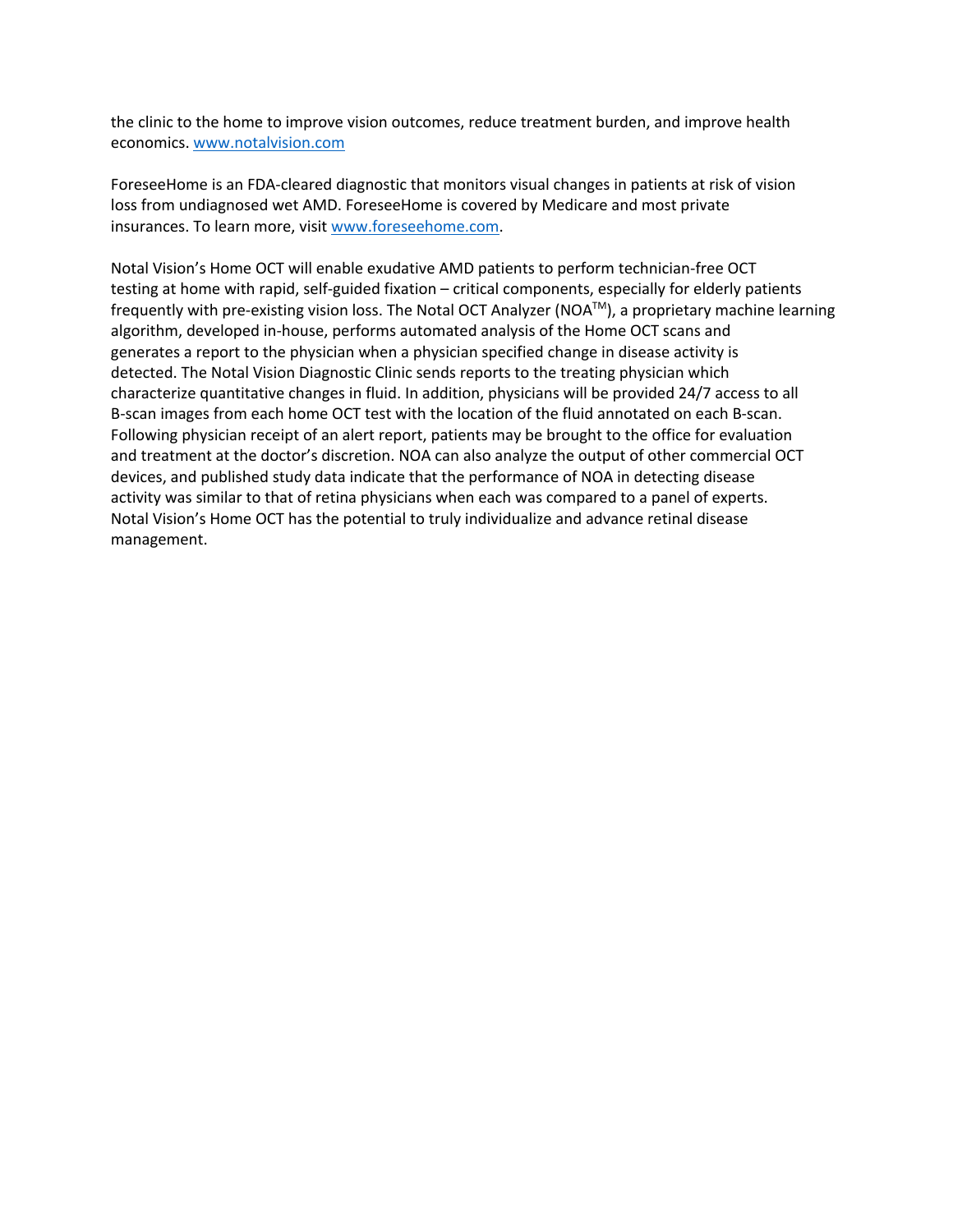the clinic to the home to improve vision outcomes, reduce treatment burden, and improve health economics. [www.notalvision.com](http://www.notalvision.com)

ForeseeHome is an FDA-cleared diagnostic that monitors visual changes in patients at risk of vision loss from undiagnosed wet AMD. ForeseeHome is covered by Medicare and most private insurances. To learn more, visit [www.foreseehome.com](http://www.foreseehome.com).

Notal Vision's Home OCT will enable exudative AMD patients to perform technician-free OCT testing at home with rapid, self-guided fixation – critical components, especially for elderly patients frequently with pre-existing vision loss. The Notal OCT Analyzer (NOA™), a proprietary machine learning algorithm, developed in-house, performs automated analysis of the Home OCT scans and generates a report to the physician when a physician specified change in disease activity is detected. The Notal Vision Diagnostic Clinic sends reports to the treating physician which characterize quantitative changes in fluid. In addition, physicians will be provided 24/7 access to all B-scan images from each home OCT test with the location of the fluid annotated on each B-scan. Following physician receipt of an alert report, patients may be brought to the office for evaluation and treatment at the doctor's discretion. NOA can also analyze the output of other commercial OCT devices, and published study data indicate that the performance of NOA in detecting disease activity was similar to that of retina physicians when each was compared to a panel of experts. Notal Vision's Home OCT has the potential to truly individualize and advance retinal disease management.